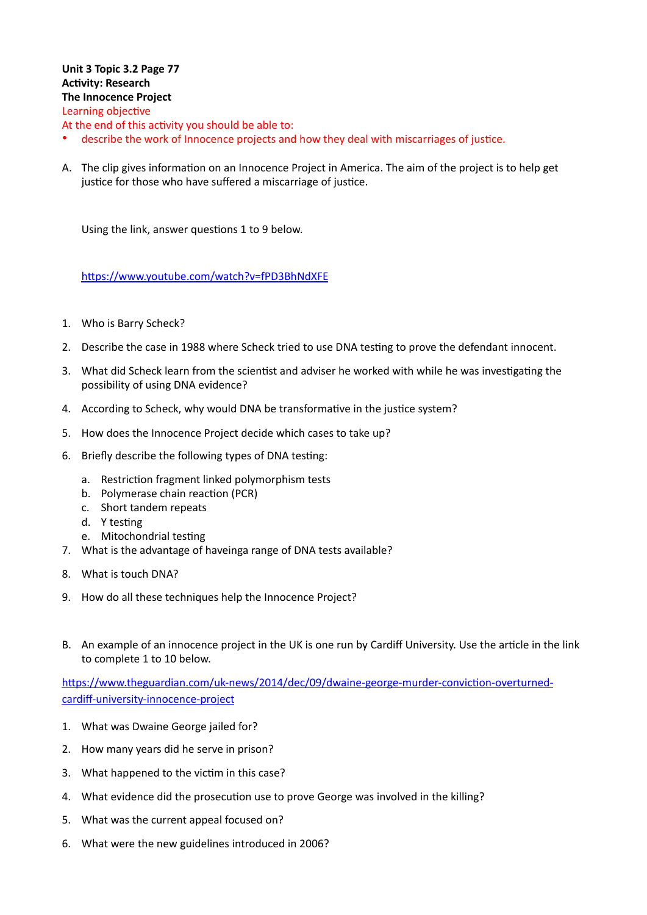**Unit 3 Topic 3.2 Page 77**
**Activity: Research**
**The Innocence Project**

Learning objective

At the end of this activity you should be able to:

- describe the work of Innocence projects and how they deal with miscarriages of justice.

A. The clip gives information on an Innocence Project in America. The aim of the project is to help get justice for those who have suffered a miscarriage of justice.

   Using the link, answer questions 1 to 9 below.

   https://www.youtube.com/watch?v=fPD3BhNdXFE

1. Who is Barry Scheck?
2. Describe the case in 1988 where Scheck tried to use DNA testing to prove the defendant innocent.
3. What did Scheck learn from the scientist and adviser he worked with while he was investigating the possibility of using DNA evidence?
4. According to Scheck, why would DNA be transformative in the justice system?
5. How does the Innocence Project decide which cases to take up?
6. Briefly describe the following types of DNA testing:
   a. Restriction fragment linked polymorphism tests
   b. Polymerase chain reaction (PCR)
   c. Short tandem repeats
   d. Y testing
   e. Mitochondrial testing
7. What is the advantage of haveinga range of DNA tests available?
8. What is touch DNA?
9. How do all these techniques help the Innocence Project?

B. An example of an innocence project in the UK is one run by Cardiff University. Use the article in the link to complete 1 to 10 below.

https://www.theguardian.com/uk-news/2014/dec/09/dwaine-george-murder-conviction-overturned-cardiff-university-innocence-project

1. What was Dwaine George jailed for?
2. How many years did he serve in prison?
3. What happened to the victim in this case?
4. What evidence did the prosecution use to prove George was involved in the killing?
5. What was the current appeal focused on?
6. What were the new guidelines introduced in 2006?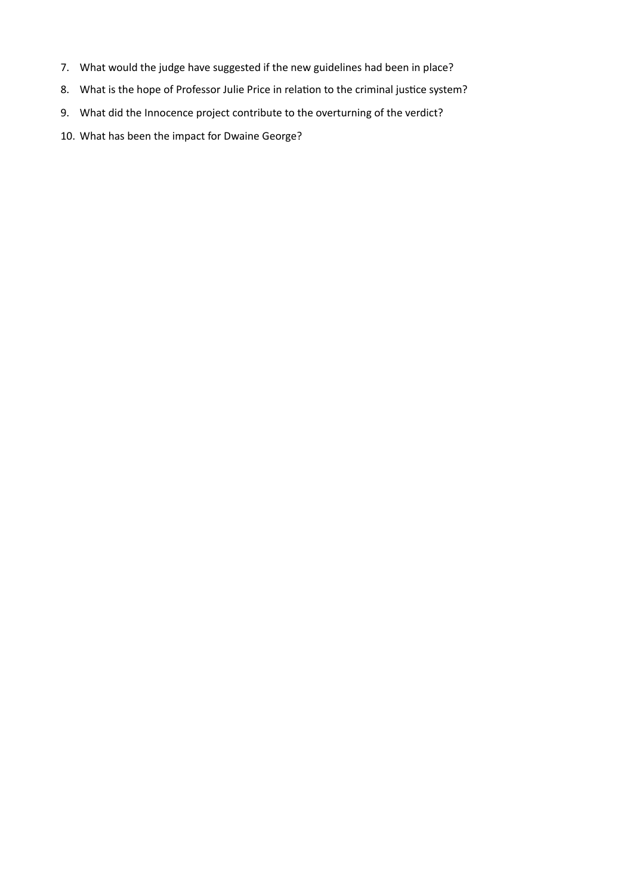7. What would the judge have suggested if the new guidelines had been in place?
8. What is the hope of Professor Julie Price in relation to the criminal justice system?
9. What did the Innocence project contribute to the overturning of the verdict?
10. What has been the impact for Dwaine George?